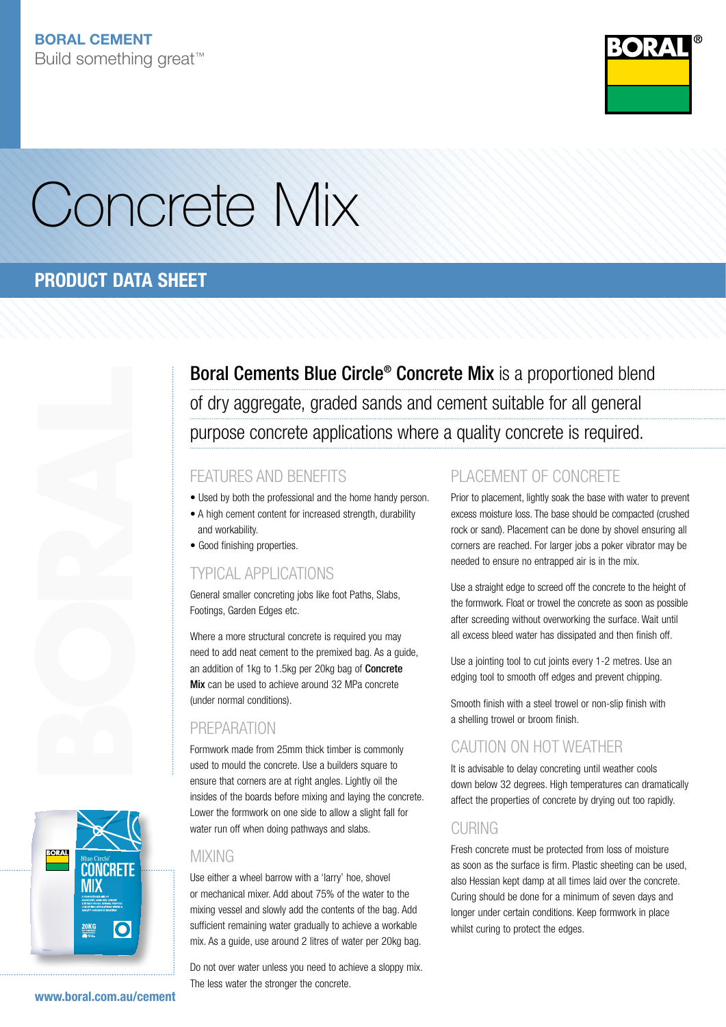**BORAL CEMENT**
Build something great™

# Concrete Mix

## PRODUCT DATA SHEET

**Boral Cements Blue Circle® Concrete Mix** is a proportioned blend of dry aggregate, graded sands and cement suitable for all general purpose concrete applications where a quality concrete is required.

### FEATURES AND BENEFITS

- Used by both the professional and the home handy person.
- A high cement content for increased strength, durability and workability.
- Good finishing properties.

### TYPICAL APPLICATIONS

General smaller concreting jobs like foot Paths, Slabs, Footings, Garden Edges etc.

Where a more structural concrete is required you may need to add neat cement to the premixed bag. As a guide, an addition of 1kg to 1.5kg per 20kg bag of **Concrete Mix** can be used to achieve around 32 MPa concrete (under normal conditions).

### PREPARATION

Formwork made from 25mm thick timber is commonly used to mould the concrete. Use a builders square to ensure that corners are at right angles. Lightly oil the insides of the boards before mixing and laying the concrete. Lower the formwork on one side to allow a slight fall for water run off when doing pathways and slabs.

### MIXING

Use either a wheel barrow with a 'larry' hoe, shovel or mechanical mixer. Add about 75% of the water to the mixing vessel and slowly add the contents of the bag. Add sufficient remaining water gradually to achieve a workable mix. As a guide, use around 2 litres of water per 20kg bag.

Do not over water unless you need to achieve a sloppy mix. The less water the stronger the concrete.

### PLACEMENT OF CONCRETE

Prior to placement, lightly soak the base with water to prevent excess moisture loss. The base should be compacted (crushed rock or sand). Placement can be done by shovel ensuring all corners are reached. For larger jobs a poker vibrator may be needed to ensure no entrapped air is in the mix.

Use a straight edge to screed off the concrete to the height of the formwork. Float or trowel the concrete as soon as possible after screeding without overworking the surface. Wait until all excess bleed water has dissipated and then finish off.

Use a jointing tool to cut joints every 1-2 metres. Use an edging tool to smooth off edges and prevent chipping.

Smooth finish with a steel trowel or non-slip finish with a shelling trowel or broom finish.

### CAUTION ON HOT WEATHER

It is advisable to delay concreting until weather cools down below 32 degrees. High temperatures can dramatically affect the properties of concrete by drying out too rapidly.

### CURING

Fresh concrete must be protected from loss of moisture as soon as the surface is firm. Plastic sheeting can be used, also Hessian kept damp at all times laid over the concrete. Curing should be done for a minimum of seven days and longer under certain conditions. Keep formwork in place whilst curing to protect the edges.

www.boral.com.au/cement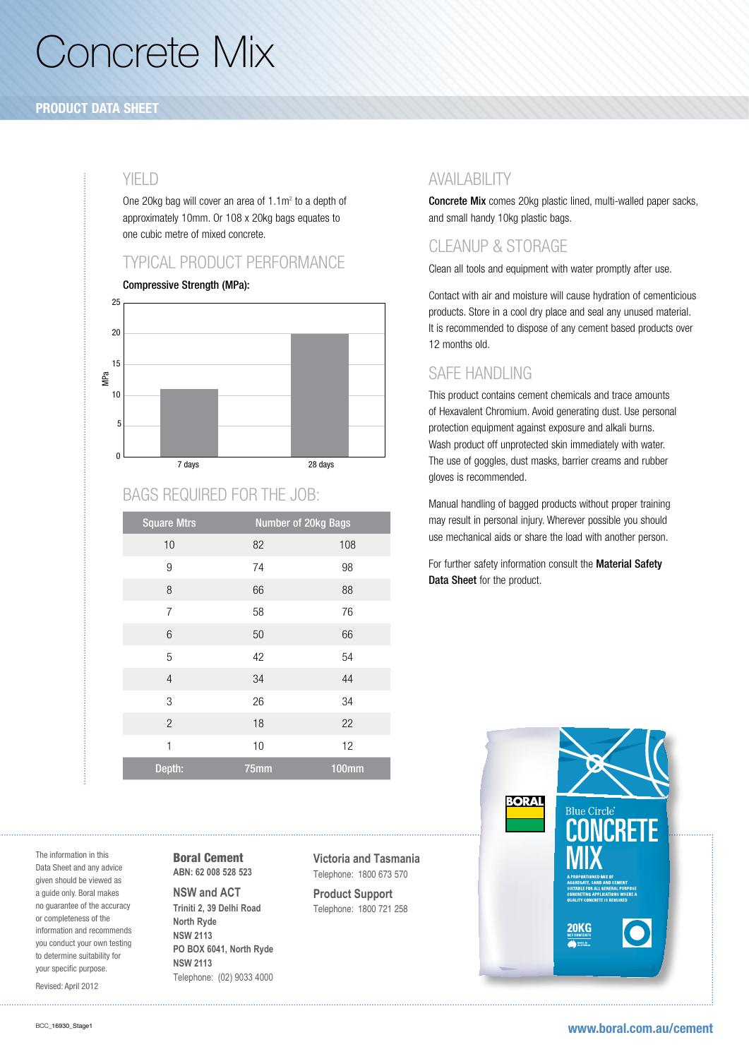# Concrete Mix

## PRODUCT DATA SHEET

### YIELD

One 20kg bag will cover an area of 1.1m² to a depth of approximately 10mm. Or 108 x 20kg bags equates to one cubic metre of mixed concrete.

### TYPICAL PRODUCT PERFORMANCE

**Compressive Strength (MPa):**

25
20
15
10
5
0
MPa
7 days
28 days

### BAGS REQUIRED FOR THE JOB:

| Square Mtrs | Number of 20kg Bags | |
|---|---|---|
| 10 | 82 | 108 |
| 9 | 74 | 98 |
| 8 | 66 | 88 |
| 7 | 58 | 76 |
| 6 | 50 | 66 |
| 5 | 42 | 54 |
| 4 | 34 | 44 |
| 3 | 26 | 34 |
| 2 | 18 | 22 |
| 1 | 10 | 12 |
| Depth: | 75mm | 100mm |

### AVAILABILITY

**Concrete Mix** comes 20kg plastic lined, multi-walled paper sacks, and small handy 10kg plastic bags.

### CLEANUP & STORAGE

Clean all tools and equipment with water promptly after use.

Contact with air and moisture will cause hydration of cementicious products. Store in a cool dry place and seal any unused material. It is recommended to dispose of any cement based products over 12 months old.

### SAFE HANDLING

This product contains cement chemicals and trace amounts of Hexavalent Chromium. Avoid generating dust. Use personal protection equipment against exposure and alkali burns. Wash product off unprotected skin immediately with water. The use of goggles, dust masks, barrier creams and rubber gloves is recommended.

Manual handling of bagged products without proper training may result in personal injury. Wherever possible you should use mechanical aids or share the load with another person.

For further safety information consult the **Material Safety Data Sheet** for the product.

The information in this Data Sheet and any advice given should be viewed as a guide only. Boral makes no guarantee of the accuracy or completeness of the information and recommends you conduct your own testing to determine suitability for your specific purpose.

Revised: April 2012

**Boral Cement**
**ABN: 62 008 528 523**

**NSW and ACT**
**Triniti 2, 39 Delhi Road**
**North Ryde**
**NSW 2113**
**PO BOX 6041, North Ryde**
**NSW 2113**
Telephone: (02) 9033 4000

**Victoria and Tasmania**
Telephone: 1800 673 570

**Product Support**
Telephone: 1800 721 258

BCC_16930_Stage1

www.boral.com.au/cement